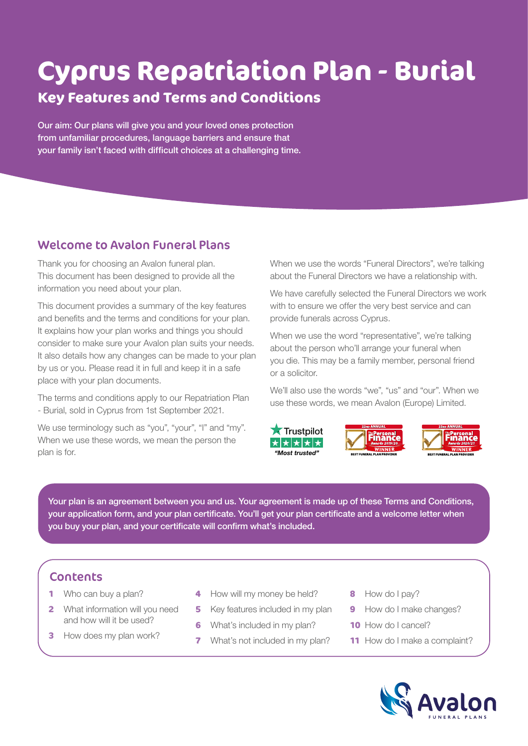# Cyprus Repatriation Plan - Burial

## Key Features and Terms and Conditions

**Our aim: Our plans will give you and your loved ones protection from unfamiliar procedures, language barriers and ensure that your family isn't faced with difficult choices at a challenging time.**

## Welcome to Avalon Funeral Plans

Thank you for choosing an Avalon funeral plan. This document has been designed to provide all the information you need about your plan.

This document provides a summary of the key features and benefits and the terms and conditions for your plan. It explains how your plan works and things you should consider to make sure your Avalon plan suits your needs. It also details how any changes can be made to your plan by us or you. Please read it in full and keep it in a safe place with your plan documents.

The terms and conditions apply to our Repatriation Plan - Burial, sold in Cyprus from 1st September 2021.

We use terminology such as "you", "your", "I" and "my". When we use these words, we mean the person the plan is for.

When we use the words "Funeral Directors", we're talking about the Funeral Directors we have a relationship with.

We have carefully selected the Funeral Directors we work with to ensure we offer the very best service and can provide funerals across Cyprus.

When we use the word "representative", we're talking about the person who'll arrange your funeral when you die. This may be a family member, personal friend or a solicitor.

We'll also use the words "we", "us" and "our". When we use these words, we mean Avalon (Europe) Limited.

Trustpilot "Most trusted"

22nd Annual The Personal Finance Awards 2019/20 Winner – Best Funeral Plan Provider

23rd Annual The Personal Finance Awards 2020/21 Winner – Best Funeral Plan Provider

**Your plan is an agreement between you and us. Your agreement is made up of these Terms and Conditions, your application form, and your plan certificate. You'll get your plan certificate and a welcome letter when you buy your plan, and your certificate will confirm what's included.**

## Contents

1. Who can buy a plan?
2. What information will you need and how will it be used?
3. How does my plan work?
4. How will my money be held?
5. Key features included in my plan
6. What's included in my plan?
7. What's not included in my plan?
8. How do I pay?
9. How do I make changes?
10. How do I cancel?
11. How do I make a complaint?

Avalon Funeral Plans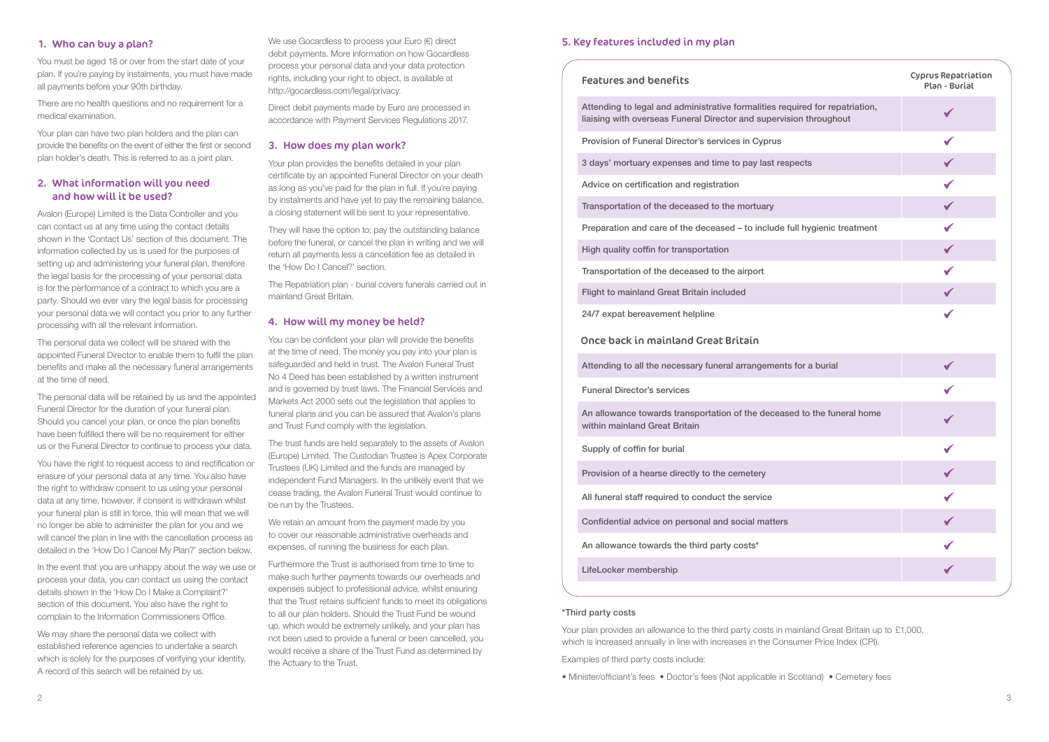## 1. Who can buy a plan?

You must be aged 18 or over from the start date of your plan. If you're paying by instalments, you must have made all payments before your 90th birthday.

There are no health questions and no requirement for a medical examination.

Your plan can have two plan holders and the plan can provide the benefits on the event of either the first or second plan holder's death. This is referred to as a joint plan.

## 2. What information will you need and how will it be used?

Avalon (Europe) Limited is the Data Controller and you can contact us at any time using the contact details shown in the 'Contact Us' section of this document. The information collected by us is used for the purposes of setting up and administering your funeral plan, therefore the legal basis for the processing of your personal data is for the performance of a contract to which you are a party. Should we ever vary the legal basis for processing your personal data we will contact you prior to any further processing with all the relevant information.

The personal data we collect will be shared with the appointed Funeral Director to enable them to fulfil the plan benefits and make all the necessary funeral arrangements at the time of need.

The personal data will be retained by us and the appointed Funeral Director for the duration of your funeral plan. Should you cancel your plan, or once the plan benefits have been fulfilled there will be no requirement for either us or the Funeral Director to continue to process your data.

You have the right to request access to and rectification or erasure of your personal data at any time. You also have the right to withdraw consent to us using your personal data at any time, however, if consent is withdrawn whilst your funeral plan is still in force, this will mean that we will no longer be able to administer the plan for you and we will cancel the plan in line with the cancellation process as detailed in the 'How Do I Cancel My Plan?' section below.

In the event that you are unhappy about the way we use or process your data, you can contact us using the contact details shown in the 'How Do I Make a Complaint?' section of this document. You also have the right to complain to the Information Commissioners Office.

We may share the personal data we collect with established reference agencies to undertake a search which is solely for the purposes of verifying your identity. A record of this search will be retained by us.

We use Gocardless to process your Euro (€) direct debit payments. More information on how Gocardless process your personal data and your data protection rights, including your right to object, is available at http://gocardless.com/legal/privacy.

Direct debit payments made by Euro are processed in accordance with Payment Services Regulations 2017.

## 3. How does my plan work?

Your plan provides the benefits detailed in your plan certificate by an appointed Funeral Director on your death as long as you've paid for the plan in full. If you're paying by instalments and have yet to pay the remaining balance, a closing statement will be sent to your representative.

They will have the option to; pay the outstanding balance before the funeral, or cancel the plan in writing and we will return all payments less a cancellation fee as detailed in the 'How Do I Cancel?' section.

The Repatriation plan - burial covers funerals carried out in mainland Great Britain.

## 4. How will my money be held?

You can be confident your plan will provide the benefits at the time of need. The money you pay into your plan is safeguarded and held in trust. The Avalon Funeral Trust No 4 Deed has been established by a written instrument and is governed by trust laws. The Financial Services and Markets Act 2000 sets out the legislation that applies to funeral plans and you can be assured that Avalon's plans and Trust Fund comply with the legislation.

The trust funds are held separately to the assets of Avalon (Europe) Limited. The Custodian Trustee is Apex Corporate Trustees (UK) Limited and the funds are managed by independent Fund Managers. In the unlikely event that we cease trading, the Avalon Funeral Trust would continue to be run by the Trustees.

We retain an amount from the payment made by you to cover our reasonable administrative overheads and expenses, of running the business for each plan.

Furthermore the Trust is authorised from time to time to make such further payments towards our overheads and expenses subject to professional advice, whilst ensuring that the Trust retains sufficient funds to meet its obligations to all our plan holders. Should the Trust Fund be wound up, which would be extremely unlikely, and your plan has not been used to provide a funeral or been cancelled, you would receive a share of the Trust Fund as determined by the Actuary to the Trust.

## 5. Key features included in my plan

| Features and benefits | Cyprus Repatriation Plan - Burial |
|---|---|
| Attending to legal and administrative formalities required for repatriation, liaising with overseas Funeral Director and supervision throughout | ✔ |
| Provision of Funeral Director's services in Cyprus | ✔ |
| 3 days' mortuary expenses and time to pay last respects | ✔ |
| Advice on certification and registration | ✔ |
| Transportation of the deceased to the mortuary | ✔ |
| Preparation and care of the deceased – to include full hygienic treatment | ✔ |
| High quality coffin for transportation | ✔ |
| Transportation of the deceased to the airport | ✔ |
| Flight to mainland Great Britain included | ✔ |
| 24/7 expat bereavement helpline | ✔ |
| **Once back in mainland Great Britain** | |
| Attending to all the necessary funeral arrangements for a burial | ✔ |
| Funeral Director's services | ✔ |
| An allowance towards transportation of the deceased to the funeral home within mainland Great Britain | ✔ |
| Supply of coffin for burial | ✔ |
| Provision of a hearse directly to the cemetery | ✔ |
| All funeral staff required to conduct the service | ✔ |
| Confidential advice on personal and social matters | ✔ |
| An allowance towards the third party costs* | ✔ |
| LifeLocker membership | ✔ |

**\*Third party costs**

Your plan provides an allowance to the third party costs in mainland Great Britain up to £1,000, which is increased annually in line with increases in the Consumer Price Index (CPI).

Examples of third party costs include:

- Minister/officiant's fees
- Doctor's fees (Not applicable in Scotland)
- Cemetery fees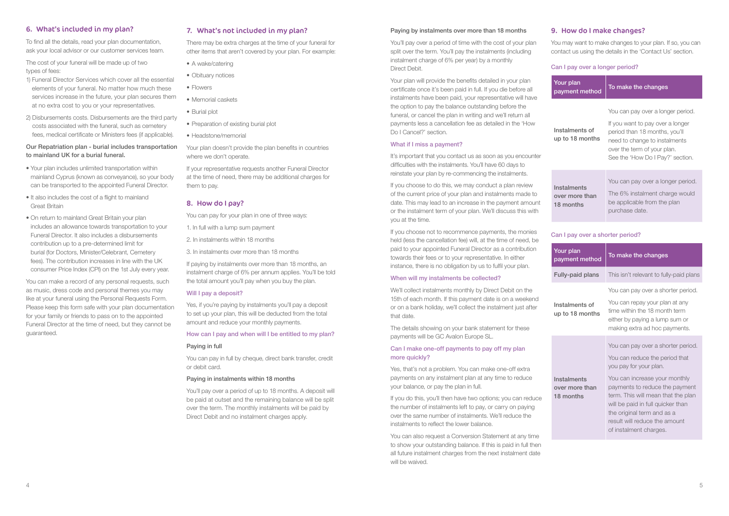## 6. What's included in my plan?

To find all the details, read your plan documentation, ask your local advisor or our customer services team.

The cost of your funeral will be made up of two types of fees:

1) Funeral Director Services which cover all the essential elements of your funeral. No matter how much these services increase in the future, your plan secures them at no extra cost to you or your representatives.
2) Disbursements costs. Disbursements are the third party costs associated with the funeral, such as cemetery fees, medical certificate or Ministers fees (if applicable).

**Our Repatriation plan - burial includes transportation to mainland UK for a burial funeral.**

- Your plan includes unlimited transportation within mainland Cyprus (known as conveyance), so your body can be transported to the appointed Funeral Director.
- It also includes the cost of a flight to mainland Great Britain
- On return to mainland Great Britain your plan includes an allowance towards transportation to your Funeral Director. It also includes a disbursements contribution up to a pre-determined limit for burial (for Doctors, Minister/Celebrant, Cemetery fees). The contribution increases in line with the UK consumer Price Index (CPI) on the 1st July every year.

You can make a record of any personal requests, such as music, dress code and personal themes you may like at your funeral using the Personal Requests Form. Please keep this form safe with your plan documentation for your family or friends to pass on to the appointed Funeral Director at the time of need, but they cannot be guaranteed.

## 7. What's not included in my plan?

There may be extra charges at the time of your funeral for other items that aren't covered by your plan. For example:

- A wake/catering
- Obituary notices
- Flowers
- Memorial caskets
- Burial plot
- Preparation of existing burial plot
- Headstone/memorial

Your plan doesn't provide the plan benefits in countries where we don't operate.

If your representative requests another Funeral Director at the time of need, there may be additional charges for them to pay.

## 8. How do I pay?

You can pay for your plan in one of three ways:

1. In full with a lump sum payment
2. In instalments within 18 months
3. In instalments over more than 18 months

If paying by instalments over more than 18 months, an instalment charge of 6% per annum applies. You'll be told the total amount you'll pay when you buy the plan.

### Will I pay a deposit?

Yes, if you're paying by instalments you'll pay a deposit to set up your plan, this will be deducted from the total amount and reduce your monthly payments.

### How can I pay and when will I be entitled to my plan?

**Paying in full**

You can pay in full by cheque, direct bank transfer, credit or debit card.

**Paying in instalments within 18 months**

You'll pay over a period of up to 18 months. A deposit will be paid at outset and the remaining balance will be split over the term. The monthly instalments will be paid by Direct Debit and no instalment charges apply.

**Paying by instalments over more than 18 months**

You'll pay over a period of time with the cost of your plan split over the term. You'll pay the instalments (including instalment charge of 6% per year) by a monthly Direct Debit.

Your plan will provide the benefits detailed in your plan certificate once it's been paid in full. If you die before all instalments have been paid, your representative will have the option to pay the balance outstanding before the funeral, or cancel the plan in writing and we'll return all payments less a cancellation fee as detailed in the 'How Do I Cancel?' section.

### What if I miss a payment?

It's important that you contact us as soon as you encounter difficulties with the instalments. You'll have 60 days to reinstate your plan by re-commencing the instalments.

If you choose to do this, we may conduct a plan review of the current price of your plan and instalments made to date. This may lead to an increase in the payment amount or the instalment term of your plan. We'll discuss this with you at the time.

If you choose not to recommence payments, the monies held (less the cancellation fee) will, at the time of need, be paid to your appointed Funeral Director as a contribution towards their fees or to your representative. In either instance, there is no obligation by us to fulfil your plan.

### When will my instalments be collected?

We'll collect instalments monthly by Direct Debit on the 15th of each month. If this payment date is on a weekend or on a bank holiday, we'll collect the instalment just after that date.

The details showing on your bank statement for these payments will be GC Avalon Europe SL.

### Can I make one-off payments to pay off my plan more quickly?

Yes, that's not a problem. You can make one-off extra payments on any instalment plan at any time to reduce your balance, or pay the plan in full.

If you do this, you'll then have two options; you can reduce the number of instalments left to pay, or carry on paying over the same number of instalments. We'll reduce the instalments to reflect the lower balance.

You can also request a Conversion Statement at any time to show your outstanding balance. If this is paid in full then all future instalment charges from the next instalment date will be waived.

## 9. How do I make changes?

You may want to make changes to your plan. If so, you can contact us using the details in the 'Contact Us' section.

### Can I pay over a longer period?

| Your plan payment method | To make the changes |
|---|---|
| Instalments of up to 18 months | You can pay over a longer period. If you want to pay over a longer period than 18 months, you'll need to change to instalments over the term of your plan. See the 'How Do I Pay?' section. |
| Instalments over more than 18 months | You can pay over a longer period. The 6% instalment charge would be applicable from the plan purchase date. |

### Can I pay over a shorter period?

| Your plan payment method | To make the changes |
|---|---|
| Fully-paid plans | This isn't relevant to fully-paid plans |
| Instalments of up to 18 months | You can pay over a shorter period. You can repay your plan at any time within the 18 month term either by paying a lump sum or making extra ad hoc payments. |
| Instalments over more than 18 months | You can pay over a shorter period. You can reduce the period that you pay for your plan. You can increase your monthly payments to reduce the payment term. This will mean that the plan will be paid in full quicker than the original term and as a result will reduce the amount of instalment charges. |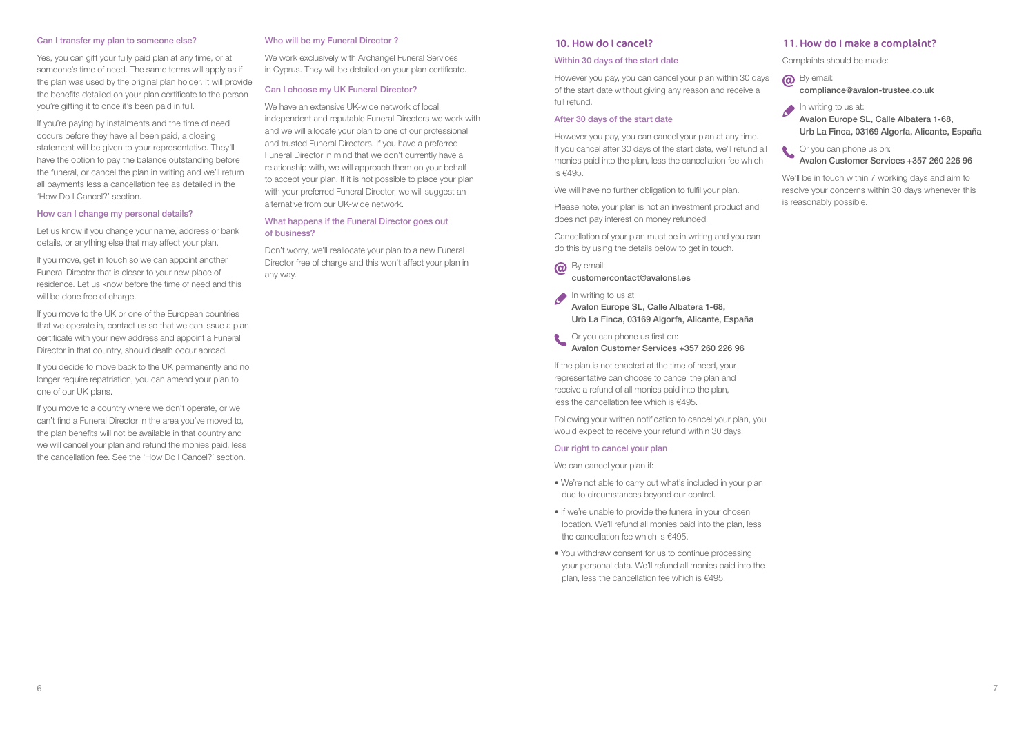### Can I transfer my plan to someone else?

Yes, you can gift your fully paid plan at any time, or at someone's time of need. The same terms will apply as if the plan was used by the original plan holder. It will provide the benefits detailed on your plan certificate to the person you're gifting it to once it's been paid in full.

If you're paying by instalments and the time of need occurs before they have all been paid, a closing statement will be given to your representative. They'll have the option to pay the balance outstanding before the funeral, or cancel the plan in writing and we'll return all payments less a cancellation fee as detailed in the 'How Do I Cancel?' section.

### How can I change my personal details?

Let us know if you change your name, address or bank details, or anything else that may affect your plan.

If you move, get in touch so we can appoint another Funeral Director that is closer to your new place of residence. Let us know before the time of need and this will be done free of charge.

If you move to the UK or one of the European countries that we operate in, contact us so that we can issue a plan certificate with your new address and appoint a Funeral Director in that country, should death occur abroad.

If you decide to move back to the UK permanently and no longer require repatriation, you can amend your plan to one of our UK plans.

If you move to a country where we don't operate, or we can't find a Funeral Director in the area you've moved to, the plan benefits will not be available in that country and we will cancel your plan and refund the monies paid, less the cancellation fee. See the 'How Do I Cancel?' section.

### Who will be my Funeral Director ?

We work exclusively with Archangel Funeral Services in Cyprus. They will be detailed on your plan certificate.

### Can I choose my UK Funeral Director?

We have an extensive UK-wide network of local, independent and reputable Funeral Directors we work with and we will allocate your plan to one of our professional and trusted Funeral Directors. If you have a preferred Funeral Director in mind that we don't currently have a relationship with, we will approach them on your behalf to accept your plan. If it is not possible to place your plan with your preferred Funeral Director, we will suggest an alternative from our UK-wide network.

### What happens if the Funeral Director goes out of business?

Don't worry, we'll reallocate your plan to a new Funeral Director free of charge and this won't affect your plan in any way.

## 10. How do I cancel?

### Within 30 days of the start date

However you pay, you can cancel your plan within 30 days of the start date without giving any reason and receive a full refund.

### After 30 days of the start date

However you pay, you can cancel your plan at any time. If you cancel after 30 days of the start date, we'll refund all monies paid into the plan, less the cancellation fee which is €495.

We will have no further obligation to fulfil your plan.

Please note, your plan is not an investment product and does not pay interest on money refunded.

Cancellation of your plan must be in writing and you can do this by using the details below to get in touch.

By email:
**customercontact@avalonsl.es**

In writing to us at:
**Avalon Europe SL, Calle Albatera 1-68, Urb La Finca, 03169 Algorfa, Alicante, España**

Or you can phone us first on:
**Avalon Customer Services +357 260 226 96**

If the plan is not enacted at the time of need, your representative can choose to cancel the plan and receive a refund of all monies paid into the plan, less the cancellation fee which is €495.

Following your written notification to cancel your plan, you would expect to receive your refund within 30 days.

### Our right to cancel your plan

We can cancel your plan if:

- We're not able to carry out what's included in your plan due to circumstances beyond our control.
- If we're unable to provide the funeral in your chosen location. We'll refund all monies paid into the plan, less the cancellation fee which is €495.
- You withdraw consent for us to continue processing your personal data. We'll refund all monies paid into the plan, less the cancellation fee which is €495.

## 11. How do I make a complaint?

Complaints should be made:

By email:
**compliance@avalon-trustee.co.uk**

In writing to us at:
**Avalon Europe SL, Calle Albatera 1-68, Urb La Finca, 03169 Algorfa, Alicante, España**

Or you can phone us on:
**Avalon Customer Services +357 260 226 96**

We'll be in touch within 7 working days and aim to resolve your concerns within 30 days whenever this is reasonably possible.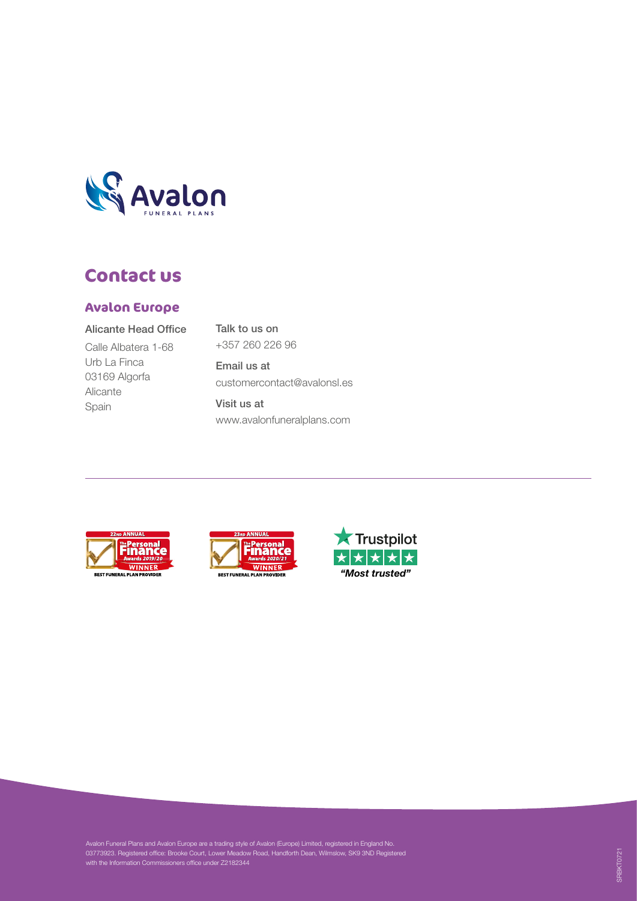Avalon
FUNERAL PLANS

# Contact us

## Avalon Europe

**Alicante Head Office**

Calle Albatera 1-68
Urb La Finca
03169 Algorfa
Alicante
Spain

**Talk to us on**
+357 260 226 96

**Email us at**
customercontact@avalonsl.es

**Visit us at**
www.avalonfuneralplans.com

---

22ND ANNUAL The Personal Finance Awards 2019/20 WINNER BEST FUNERAL PLAN PROVIDER

23RD ANNUAL The Personal Finance Awards 2020/21 WINNER BEST FUNERAL PLAN PROVIDER

Trustpilot *"Most trusted"*

Avalon Funeral Plans and Avalon Europe are a trading style of Avalon (Europe) Limited, registered in England No. 03773923. Registered office: Brooke Court, Lower Meadow Road, Handforth Dean, Wilmslow, SK9 3ND Registered with the Information Commissioners office under Z2182344

SRBKT0721